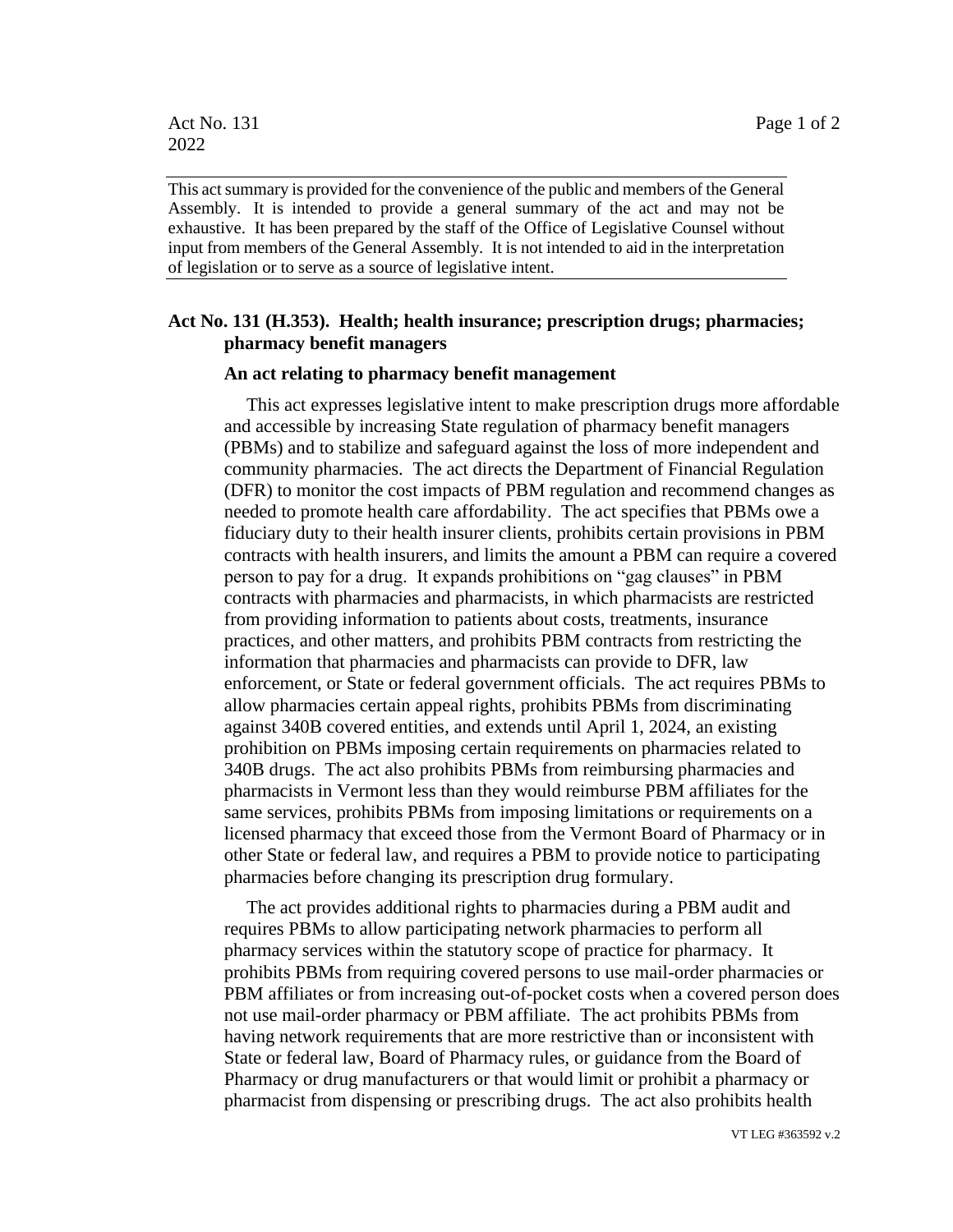Act No. 131

2022

This act summary is provided for the convenience of the public and members of the General Assembly. It is intended to provide a general summary of the act and may not be exhaustive. It has been prepared by the staff of the Office of Legislative Counsel without input from members of the General Assembly. It is not intended to aid in the interpretation of legislation or to serve as a source of legislative intent.

**Act No. 131 (H.353). Health; health insurance; prescription drugs; pharmacies; pharmacy benefit managers**

**An act relating to pharmacy benefit management**

This act expresses legislative intent to make prescription drugs more affordable and accessible by increasing State regulation of pharmacy benefit managers (PBMs) and to stabilize and safeguard against the loss of more independent and community pharmacies. The act directs the Department of Financial Regulation (DFR) to monitor the cost impacts of PBM regulation and recommend changes as needed to promote health care affordability. The act specifies that PBMs owe a fiduciary duty to their health insurer clients, prohibits certain provisions in PBM contracts with health insurers, and limits the amount a PBM can require a covered person to pay for a drug. It expands prohibitions on "gag clauses" in PBM contracts with pharmacies and pharmacists, in which pharmacists are restricted from providing information to patients about costs, treatments, insurance practices, and other matters, and prohibits PBM contracts from restricting the information that pharmacies and pharmacists can provide to DFR, law enforcement, or State or federal government officials. The act requires PBMs to allow pharmacies certain appeal rights, prohibits PBMs from discriminating against 340B covered entities, and extends until April 1, 2024, an existing prohibition on PBMs imposing certain requirements on pharmacies related to 340B drugs. The act also prohibits PBMs from reimbursing pharmacies and pharmacists in Vermont less than they would reimburse PBM affiliates for the same services, prohibits PBMs from imposing limitations or requirements on a licensed pharmacy that exceed those from the Vermont Board of Pharmacy or in other State or federal law, and requires a PBM to provide notice to participating pharmacies before changing its prescription drug formulary.

The act provides additional rights to pharmacies during a PBM audit and requires PBMs to allow participating network pharmacies to perform all pharmacy services within the statutory scope of practice for pharmacy. It prohibits PBMs from requiring covered persons to use mail-order pharmacies or PBM affiliates or from increasing out-of-pocket costs when a covered person does not use mail-order pharmacy or PBM affiliate. The act prohibits PBMs from having network requirements that are more restrictive than or inconsistent with State or federal law, Board of Pharmacy rules, or guidance from the Board of Pharmacy or drug manufacturers or that would limit or prohibit a pharmacy or pharmacist from dispensing or prescribing drugs. The act also prohibits health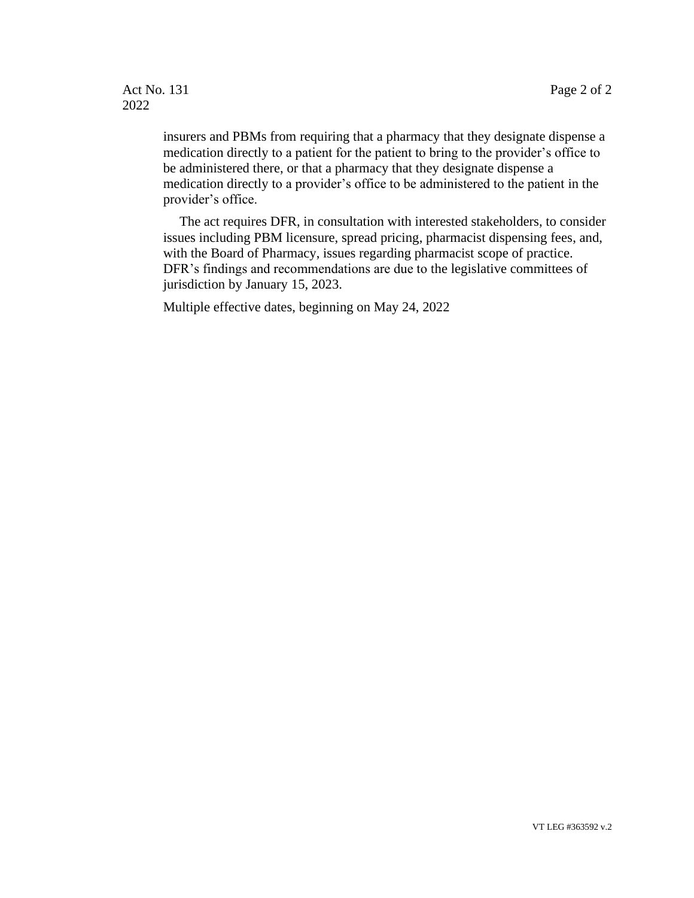insurers and PBMs from requiring that a pharmacy that they designate dispense a medication directly to a patient for the patient to bring to the provider's office to be administered there, or that a pharmacy that they designate dispense a medication directly to a provider's office to be administered to the patient in the provider's office.

The act requires DFR, in consultation with interested stakeholders, to consider issues including PBM licensure, spread pricing, pharmacist dispensing fees, and, with the Board of Pharmacy, issues regarding pharmacist scope of practice. DFR's findings and recommendations are due to the legislative committees of jurisdiction by January 15, 2023.

Multiple effective dates, beginning on May 24, 2022